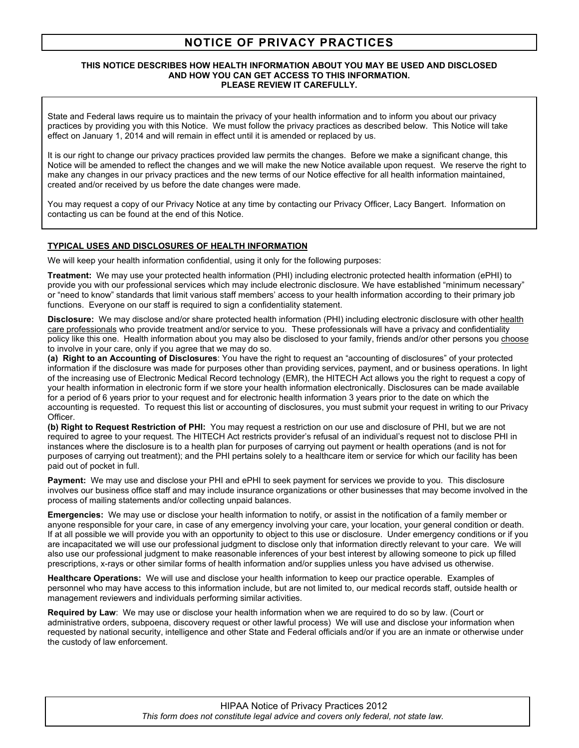# NOTICE OF PRIVACY PRACTICES

**THIS NOTICE DESCRIBES HOW HEALTH INFORMATION ABOUT YOU MAY BE USED AND DISCLOSED AND HOW YOU CAN GET ACCESS TO THIS INFORMATION. PLEASE REVIEW IT CAREFULLY.**

State and Federal laws require us to maintain the privacy of your health information and to inform you about our privacy practices by providing you with this Notice. We must follow the privacy practices as described below. This Notice will take effect on January 1, 2014 and will remain in effect until it is amended or replaced by us.

It is our right to change our privacy practices provided law permits the changes. Before we make a significant change, this Notice will be amended to reflect the changes and we will make the new Notice available upon request. We reserve the right to make any changes in our privacy practices and the new terms of our Notice effective for all health information maintained, created and/or received by us before the date changes were made.

You may request a copy of our Privacy Notice at any time by contacting our Privacy Officer, Lacy Bangert. Information on contacting us can be found at the end of this Notice.

## TYPICAL USES AND DISCLOSURES OF HEALTH INFORMATION

We will keep your health information confidential, using it only for the following purposes:

**Treatment:** We may use your protected health information (PHI) including electronic protected health information (ePHI) to provide you with our professional services which may include electronic disclosure. We have established "minimum necessary" or "need to know" standards that limit various staff members' access to your health information according to their primary job functions. Everyone on our staff is required to sign a confidentiality statement.

**Disclosure:** We may disclose and/or share protected health information (PHI) including electronic disclosure with other health care professionals who provide treatment and/or service to you. These professionals will have a privacy and confidentiality policy like this one. Health information about you may also be disclosed to your family, friends and/or other persons you choose to involve in your care, only if you agree that we may do so.

**(a) Right to an Accounting of Disclosures**: You have the right to request an "accounting of disclosures" of your protected information if the disclosure was made for purposes other than providing services, payment, and or business operations. In light of the increasing use of Electronic Medical Record technology (EMR), the HITECH Act allows you the right to request a copy of your health information in electronic form if we store your health information electronically. Disclosures can be made available for a period of 6 years prior to your request and for electronic health information 3 years prior to the date on which the accounting is requested. To request this list or accounting of disclosures, you must submit your request in writing to our Privacy Officer.

**(b) Right to Request Restriction of PHI:** You may request a restriction on our use and disclosure of PHI, but we are not required to agree to your request. The HITECH Act restricts provider's refusal of an individual's request not to disclose PHI in instances where the disclosure is to a health plan for purposes of carrying out payment or health operations (and is not for purposes of carrying out treatment); and the PHI pertains solely to a healthcare item or service for which our facility has been paid out of pocket in full.

**Payment:** We may use and disclose your PHI and ePHI to seek payment for services we provide to you. This disclosure involves our business office staff and may include insurance organizations or other businesses that may become involved in the process of mailing statements and/or collecting unpaid balances.

**Emergencies:** We may use or disclose your health information to notify, or assist in the notification of a family member or anyone responsible for your care, in case of any emergency involving your care, your location, your general condition or death. If at all possible we will provide you with an opportunity to object to this use or disclosure. Under emergency conditions or if you are incapacitated we will use our professional judgment to disclose only that information directly relevant to your care. We will also use our professional judgment to make reasonable inferences of your best interest by allowing someone to pick up filled prescriptions, x-rays or other similar forms of health information and/or supplies unless you have advised us otherwise.

**Healthcare Operations:** We will use and disclose your health information to keep our practice operable. Examples of personnel who may have access to this information include, but are not limited to, our medical records staff, outside health or management reviewers and individuals performing similar activities.

**Required by Law**: We may use or disclose your health information when we are required to do so by law. (Court or administrative orders, subpoena, discovery request or other lawful process) We will use and disclose your information when requested by national security, intelligence and other State and Federal officials and/or if you are an inmate or otherwise under the custody of law enforcement.

HIPAA Notice of Privacy Practices 2012
*This form does not constitute legal advice and covers only federal, not state law.*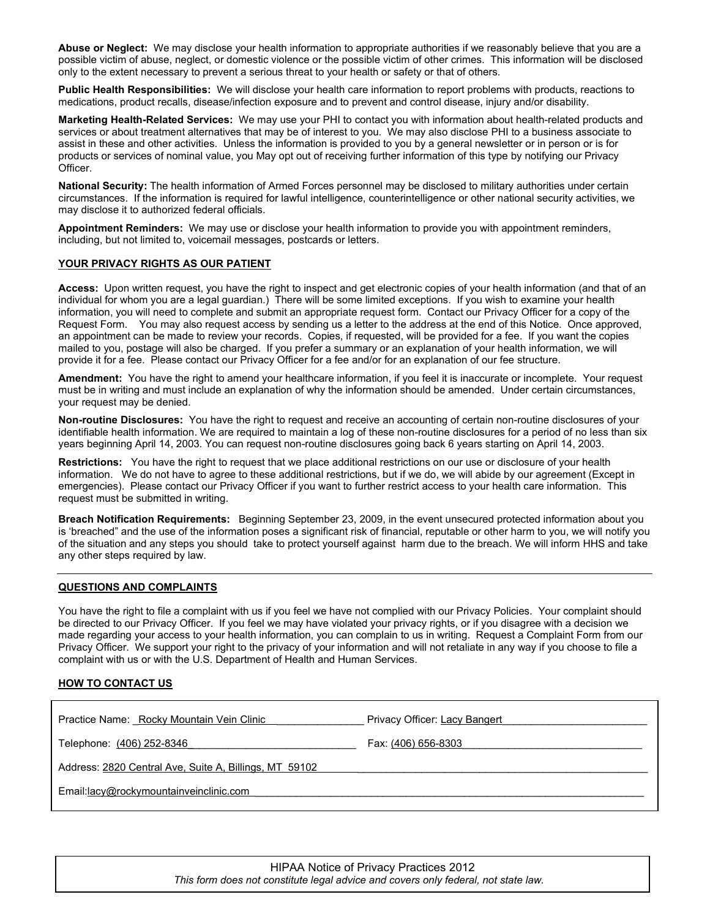**Abuse or Neglect:** We may disclose your health information to appropriate authorities if we reasonably believe that you are a possible victim of abuse, neglect, or domestic violence or the possible victim of other crimes. This information will be disclosed only to the extent necessary to prevent a serious threat to your health or safety or that of others.

**Public Health Responsibilities:** We will disclose your health care information to report problems with products, reactions to medications, product recalls, disease/infection exposure and to prevent and control disease, injury and/or disability.

**Marketing Health-Related Services:** We may use your PHI to contact you with information about health-related products and services or about treatment alternatives that may be of interest to you. We may also disclose PHI to a business associate to assist in these and other activities. Unless the information is provided to you by a general newsletter or in person or is for products or services of nominal value, you May opt out of receiving further information of this type by notifying our Privacy Officer.

**National Security:** The health information of Armed Forces personnel may be disclosed to military authorities under certain circumstances. If the information is required for lawful intelligence, counterintelligence or other national security activities, we may disclose it to authorized federal officials.

**Appointment Reminders:** We may use or disclose your health information to provide you with appointment reminders, including, but not limited to, voicemail messages, postcards or letters.

## YOUR PRIVACY RIGHTS AS OUR PATIENT

**Access:** Upon written request, you have the right to inspect and get electronic copies of your health information (and that of an individual for whom you are a legal guardian.) There will be some limited exceptions. If you wish to examine your health information, you will need to complete and submit an appropriate request form. Contact our Privacy Officer for a copy of the Request Form. You may also request access by sending us a letter to the address at the end of this Notice. Once approved, an appointment can be made to review your records. Copies, if requested, will be provided for a fee. If you want the copies mailed to you, postage will also be charged. If you prefer a summary or an explanation of your health information, we will provide it for a fee. Please contact our Privacy Officer for a fee and/or for an explanation of our fee structure.

**Amendment:** You have the right to amend your healthcare information, if you feel it is inaccurate or incomplete. Your request must be in writing and must include an explanation of why the information should be amended. Under certain circumstances, your request may be denied.

**Non-routine Disclosures:** You have the right to request and receive an accounting of certain non-routine disclosures of your identifiable health information. We are required to maintain a log of these non-routine disclosures for a period of no less than six years beginning April 14, 2003. You can request non-routine disclosures going back 6 years starting on April 14, 2003.

**Restrictions:** You have the right to request that we place additional restrictions on our use or disclosure of your health information. We do not have to agree to these additional restrictions, but if we do, we will abide by our agreement (Except in emergencies). Please contact our Privacy Officer if you want to further restrict access to your health care information. This request must be submitted in writing.

**Breach Notification Requirements:** Beginning September 23, 2009, in the event unsecured protected information about you is 'breached" and the use of the information poses a significant risk of financial, reputable or other harm to you, we will notify you of the situation and any steps you should take to protect yourself against harm due to the breach. We will inform HHS and take any other steps required by law.

---

## QUESTIONS AND COMPLAINTS

You have the right to file a complaint with us if you feel we have not complied with our Privacy Policies. Your complaint should be directed to our Privacy Officer. If you feel we may have violated your privacy rights, or if you disagree with a decision we made regarding your access to your health information, you can complain to us in writing. Request a Complaint Form from our Privacy Officer. We support your right to the privacy of your information and will not retaliate in any way if you choose to file a complaint with us or with the U.S. Department of Health and Human Services.

## HOW TO CONTACT US

| | |
|---|---|
| Practice Name: Rocky Mountain Vein Clinic | Privacy Officer: Lacy Bangert |
| Telephone: (406) 252-8346 | Fax: (406) 656-8303 |
| Address: 2820 Central Ave, Suite A, Billings, MT 59102 | |
| Email: lacy@rockymountainveinclinic.com | |

HIPAA Notice of Privacy Practices 2012

*This form does not constitute legal advice and covers only federal, not state law.*